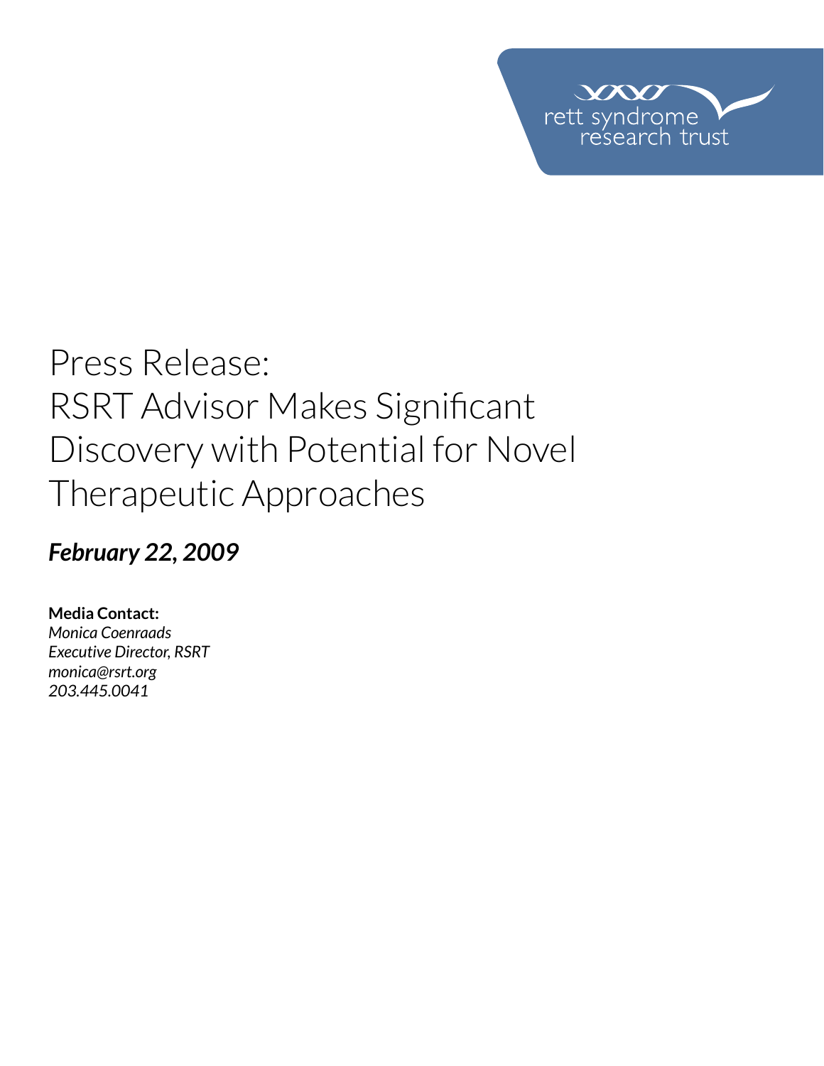rett syndrome research trust

# Press Release: RSRT Advisor Makes Significant Discovery with Potential for Novel Therapeutic Approaches

***February 22, 2009***

**Media Contact:**
*Monica Coenraads*
*Executive Director, RSRT*
*monica@rsrt.org*
*203.445.0041*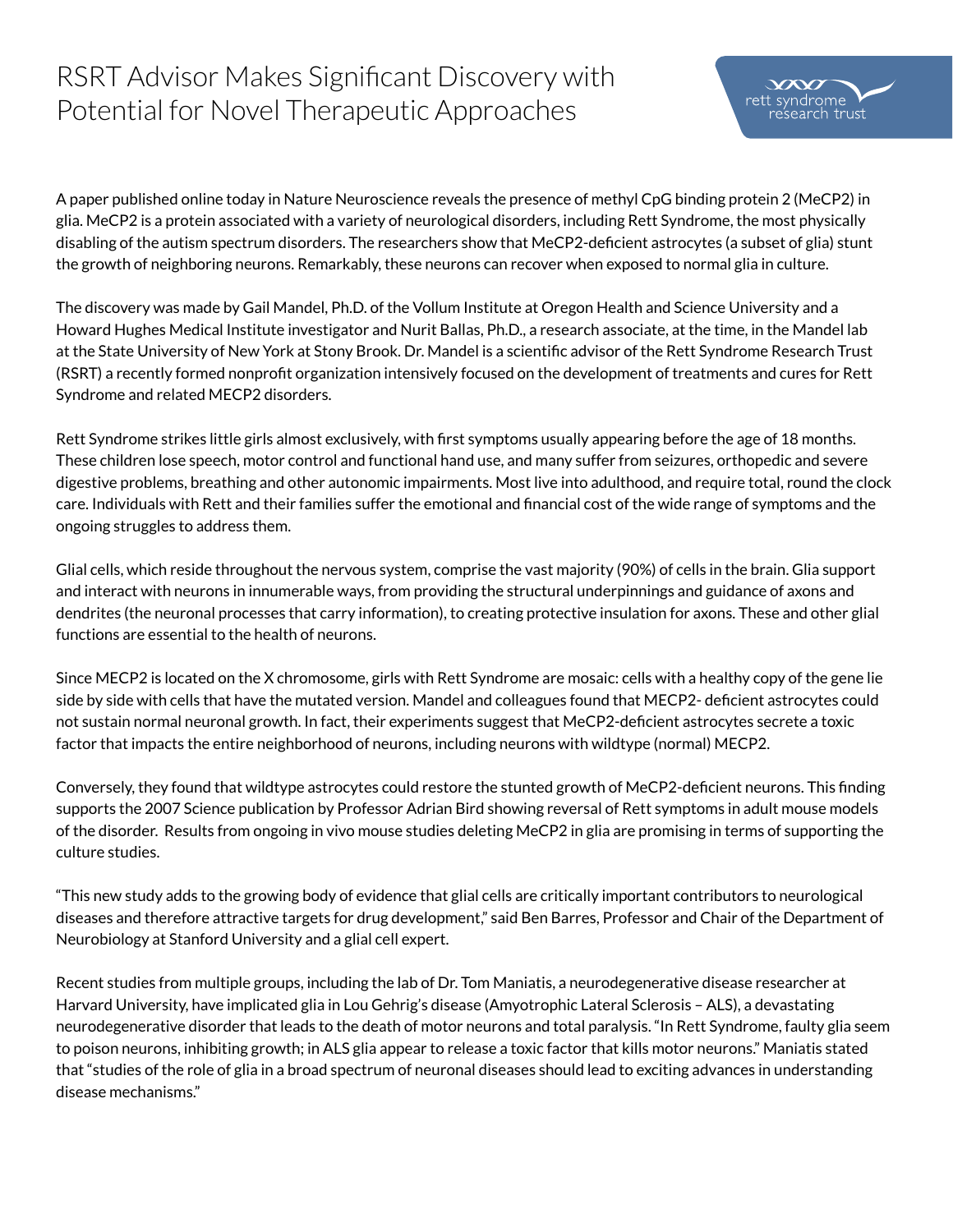# RSRT Advisor Makes Significant Discovery with Potential for Novel Therapeutic Approaches

A paper published online today in Nature Neuroscience reveals the presence of methyl CpG binding protein 2 (MeCP2) in glia. MeCP2 is a protein associated with a variety of neurological disorders, including Rett Syndrome, the most physically disabling of the autism spectrum disorders. The researchers show that MeCP2-deficient astrocytes (a subset of glia) stunt the growth of neighboring neurons. Remarkably, these neurons can recover when exposed to normal glia in culture.

The discovery was made by Gail Mandel, Ph.D. of the Vollum Institute at Oregon Health and Science University and a Howard Hughes Medical Institute investigator and Nurit Ballas, Ph.D., a research associate, at the time, in the Mandel lab at the State University of New York at Stony Brook. Dr. Mandel is a scientific advisor of the Rett Syndrome Research Trust (RSRT) a recently formed nonprofit organization intensively focused on the development of treatments and cures for Rett Syndrome and related MECP2 disorders.

Rett Syndrome strikes little girls almost exclusively, with first symptoms usually appearing before the age of 18 months. These children lose speech, motor control and functional hand use, and many suffer from seizures, orthopedic and severe digestive problems, breathing and other autonomic impairments. Most live into adulthood, and require total, round the clock care. Individuals with Rett and their families suffer the emotional and financial cost of the wide range of symptoms and the ongoing struggles to address them.

Glial cells, which reside throughout the nervous system, comprise the vast majority (90%) of cells in the brain. Glia support and interact with neurons in innumerable ways, from providing the structural underpinnings and guidance of axons and dendrites (the neuronal processes that carry information), to creating protective insulation for axons. These and other glial functions are essential to the health of neurons.

Since MECP2 is located on the X chromosome, girls with Rett Syndrome are mosaic: cells with a healthy copy of the gene lie side by side with cells that have the mutated version. Mandel and colleagues found that MECP2- deficient astrocytes could not sustain normal neuronal growth. In fact, their experiments suggest that MeCP2-deficient astrocytes secrete a toxic factor that impacts the entire neighborhood of neurons, including neurons with wildtype (normal) MECP2.

Conversely, they found that wildtype astrocytes could restore the stunted growth of MeCP2-deficient neurons. This finding supports the 2007 Science publication by Professor Adrian Bird showing reversal of Rett symptoms in adult mouse models of the disorder. Results from ongoing in vivo mouse studies deleting MeCP2 in glia are promising in terms of supporting the culture studies.

"This new study adds to the growing body of evidence that glial cells are critically important contributors to neurological diseases and therefore attractive targets for drug development," said Ben Barres, Professor and Chair of the Department of Neurobiology at Stanford University and a glial cell expert.

Recent studies from multiple groups, including the lab of Dr. Tom Maniatis, a neurodegenerative disease researcher at Harvard University, have implicated glia in Lou Gehrig's disease (Amyotrophic Lateral Sclerosis – ALS), a devastating neurodegenerative disorder that leads to the death of motor neurons and total paralysis. "In Rett Syndrome, faulty glia seem to poison neurons, inhibiting growth; in ALS glia appear to release a toxic factor that kills motor neurons." Maniatis stated that "studies of the role of glia in a broad spectrum of neuronal diseases should lead to exciting advances in understanding disease mechanisms."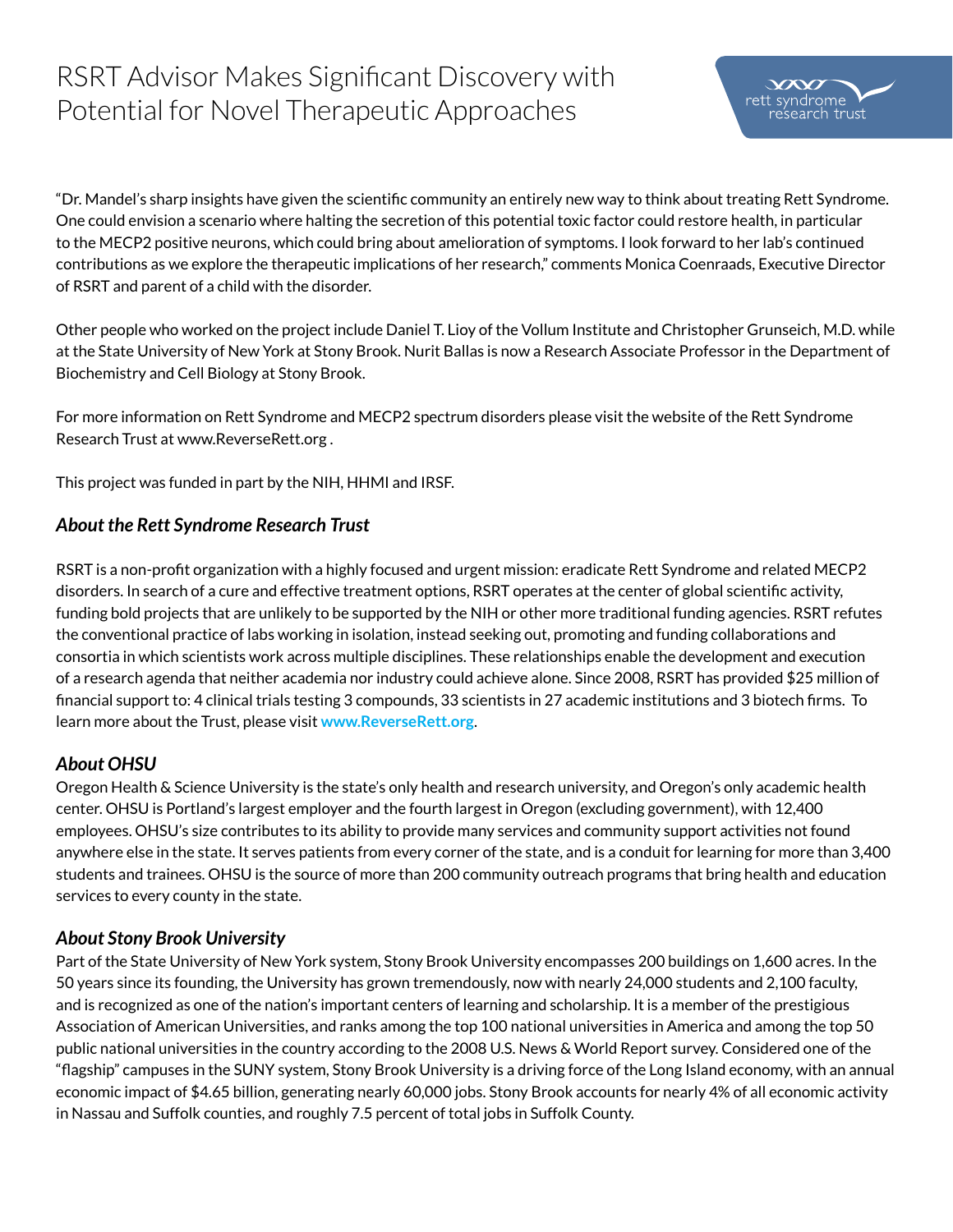# RSRT Advisor Makes Significant Discovery with Potential for Novel Therapeutic Approaches

"Dr. Mandel's sharp insights have given the scientific community an entirely new way to think about treating Rett Syndrome. One could envision a scenario where halting the secretion of this potential toxic factor could restore health, in particular to the MECP2 positive neurons, which could bring about amelioration of symptoms. I look forward to her lab's continued contributions as we explore the therapeutic implications of her research," comments Monica Coenraads, Executive Director of RSRT and parent of a child with the disorder.

Other people who worked on the project include Daniel T. Lioy of the Vollum Institute and Christopher Grunseich, M.D. while at the State University of New York at Stony Brook. Nurit Ballas is now a Research Associate Professor in the Department of Biochemistry and Cell Biology at Stony Brook.

For more information on Rett Syndrome and MECP2 spectrum disorders please visit the website of the Rett Syndrome Research Trust at www.ReverseRett.org .

This project was funded in part by the NIH, HHMI and IRSF.

### *About the Rett Syndrome Research Trust*

RSRT is a non-profit organization with a highly focused and urgent mission: eradicate Rett Syndrome and related MECP2 disorders. In search of a cure and effective treatment options, RSRT operates at the center of global scientific activity, funding bold projects that are unlikely to be supported by the NIH or other more traditional funding agencies. RSRT refutes the conventional practice of labs working in isolation, instead seeking out, promoting and funding collaborations and consortia in which scientists work across multiple disciplines. These relationships enable the development and execution of a research agenda that neither academia nor industry could achieve alone. Since 2008, RSRT has provided $25 million of financial support to: 4 clinical trials testing 3 compounds, 33 scientists in 27 academic institutions and 3 biotech firms. To learn more about the Trust, please visit **www.ReverseRett.org**.

### *About OHSU*

Oregon Health & Science University is the state's only health and research university, and Oregon's only academic health center. OHSU is Portland's largest employer and the fourth largest in Oregon (excluding government), with 12,400 employees. OHSU's size contributes to its ability to provide many services and community support activities not found anywhere else in the state. It serves patients from every corner of the state, and is a conduit for learning for more than 3,400 students and trainees. OHSU is the source of more than 200 community outreach programs that bring health and education services to every county in the state.

### *About Stony Brook University*

Part of the State University of New York system, Stony Brook University encompasses 200 buildings on 1,600 acres. In the 50 years since its founding, the University has grown tremendously, now with nearly 24,000 students and 2,100 faculty, and is recognized as one of the nation's important centers of learning and scholarship. It is a member of the prestigious Association of American Universities, and ranks among the top 100 national universities in America and among the top 50 public national universities in the country according to the 2008 U.S. News & World Report survey. Considered one of the "flagship" campuses in the SUNY system, Stony Brook University is a driving force of the Long Island economy, with an annual economic impact of $4.65 billion, generating nearly 60,000 jobs. Stony Brook accounts for nearly 4% of all economic activity in Nassau and Suffolk counties, and roughly 7.5 percent of total jobs in Suffolk County.